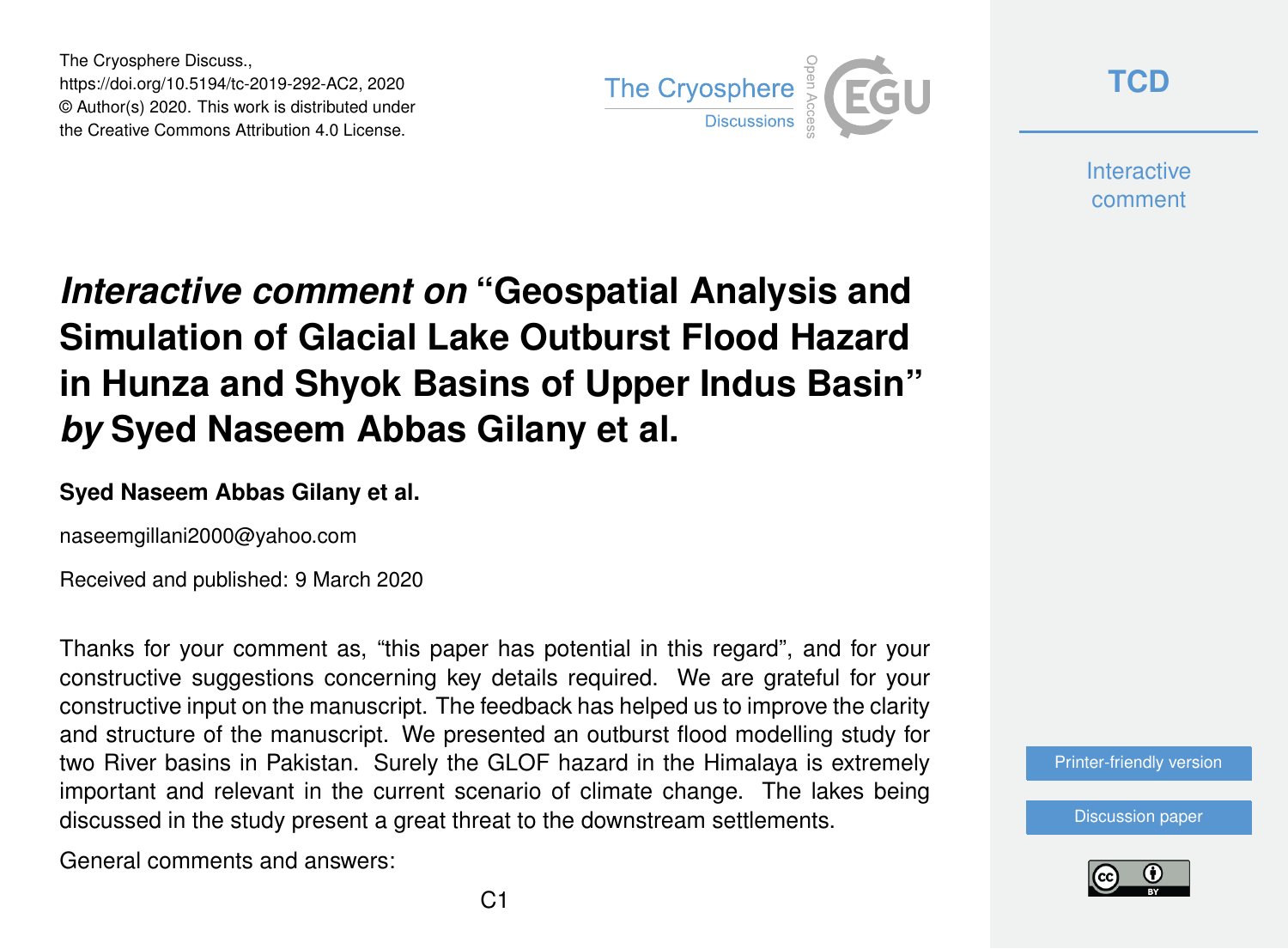# *Interactive comment on* "Geospatial Analysis and Simulation of Glacial Lake Outburst Flood Hazard in Hunza and Shyok Basins of Upper Indus Basin" *by* Syed Naseem Abbas Gilany et al.

**Syed Naseem Abbas Gilany et al.**

naseemgillani2000@yahoo.com

Received and published: 9 March 2020

Thanks for your comment as, "this paper has potential in this regard", and for your constructive suggestions concerning key details required. We are grateful for your constructive input on the manuscript. The feedback has helped us to improve the clarity and structure of the manuscript. We presented an outburst flood modelling study for two River basins in Pakistan. Surely the GLOF hazard in the Himalaya is extremely important and relevant in the current scenario of climate change. The lakes being discussed in the study present a great threat to the downstream settlements.

General comments and answers: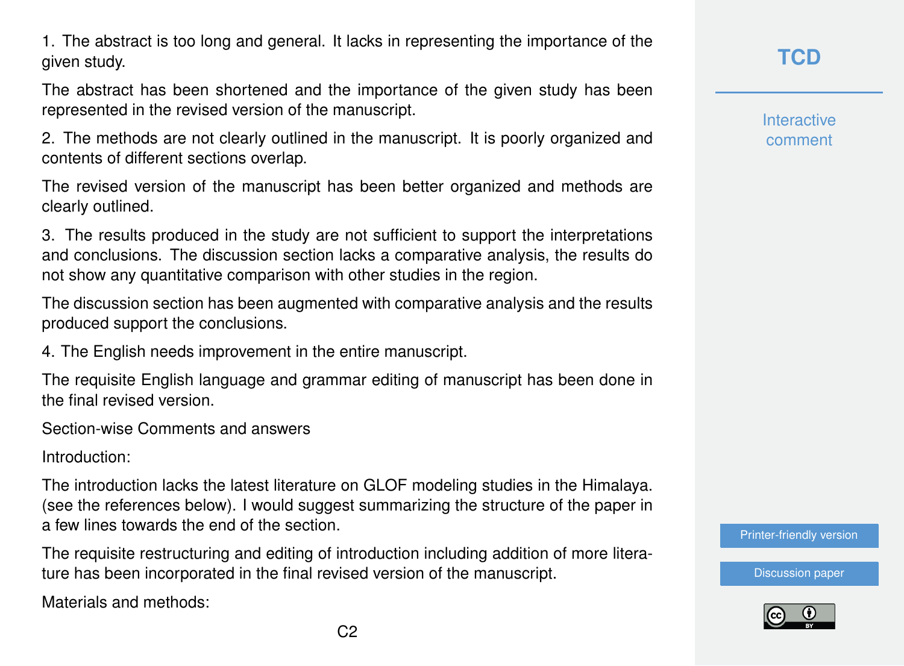1. The abstract is too long and general. It lacks in representing the importance of the given study.

The abstract has been shortened and the importance of the given study has been represented in the revised version of the manuscript.

2. The methods are not clearly outlined in the manuscript. It is poorly organized and contents of different sections overlap.

The revised version of the manuscript has been better organized and methods are clearly outlined.

3. The results produced in the study are not sufficient to support the interpretations and conclusions. The discussion section lacks a comparative analysis, the results do not show any quantitative comparison with other studies in the region.

The discussion section has been augmented with comparative analysis and the results produced support the conclusions.

4. The English needs improvement in the entire manuscript.

The requisite English language and grammar editing of manuscript has been done in the final revised version.

Section-wise Comments and answers

Introduction:

The introduction lacks the latest literature on GLOF modeling studies in the Himalaya. (see the references below). I would suggest summarizing the structure of the paper in a few lines towards the end of the section.

The requisite restructuring and editing of introduction including addition of more literature has been incorporated in the final revised version of the manuscript.

Materials and methods: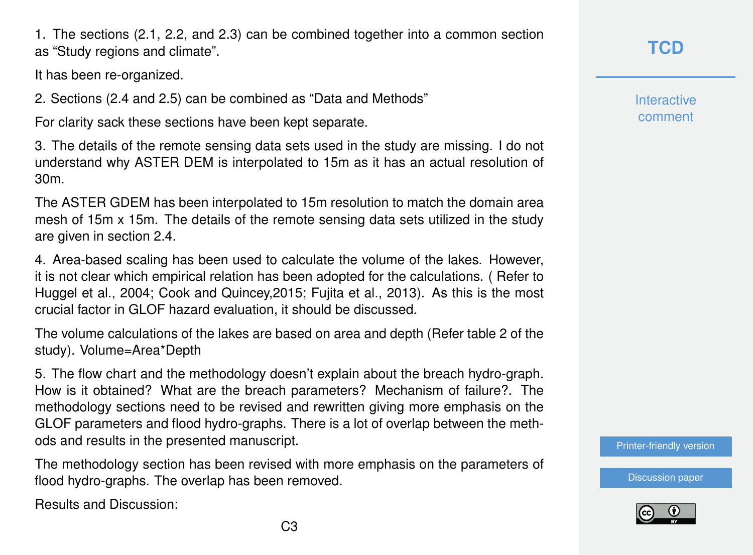1. The sections (2.1, 2.2, and 2.3) can be combined together into a common section as "Study regions and climate".

It has been re-organized.

2. Sections (2.4 and 2.5) can be combined as "Data and Methods"

For clarity sack these sections have been kept separate.

3. The details of the remote sensing data sets used in the study are missing. I do not understand why ASTER DEM is interpolated to 15m as it has an actual resolution of 30m.

The ASTER GDEM has been interpolated to 15m resolution to match the domain area mesh of 15m x 15m. The details of the remote sensing data sets utilized in the study are given in section 2.4.

4. Area-based scaling has been used to calculate the volume of the lakes. However, it is not clear which empirical relation has been adopted for the calculations. ( Refer to Huggel et al., 2004; Cook and Quincey,2015; Fujita et al., 2013). As this is the most crucial factor in GLOF hazard evaluation, it should be discussed.

The volume calculations of the lakes are based on area and depth (Refer table 2 of the study). Volume=Area*Depth

5. The flow chart and the methodology doesn't explain about the breach hydro-graph. How is it obtained? What are the breach parameters? Mechanism of failure?. The methodology sections need to be revised and rewritten giving more emphasis on the GLOF parameters and flood hydro-graphs. There is a lot of overlap between the methods and results in the presented manuscript.

The methodology section has been revised with more emphasis on the parameters of flood hydro-graphs. The overlap has been removed.

Results and Discussion: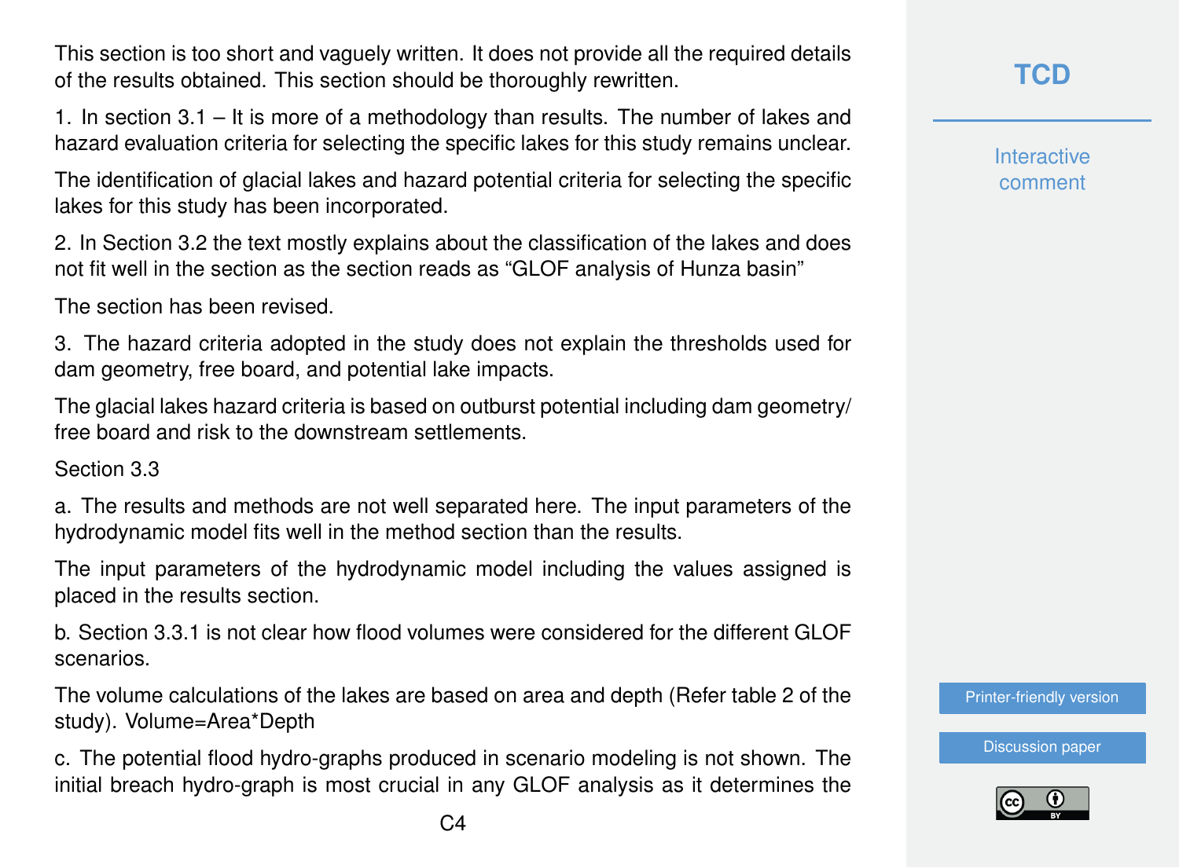This section is too short and vaguely written. It does not provide all the required details of the results obtained. This section should be thoroughly rewritten.

1. In section 3.1 – It is more of a methodology than results. The number of lakes and hazard evaluation criteria for selecting the specific lakes for this study remains unclear.

The identification of glacial lakes and hazard potential criteria for selecting the specific lakes for this study has been incorporated.

2. In Section 3.2 the text mostly explains about the classification of the lakes and does not fit well in the section as the section reads as "GLOF analysis of Hunza basin"

The section has been revised.

3. The hazard criteria adopted in the study does not explain the thresholds used for dam geometry, free board, and potential lake impacts.

The glacial lakes hazard criteria is based on outburst potential including dam geometry/ free board and risk to the downstream settlements.

Section 3.3

a. The results and methods are not well separated here. The input parameters of the hydrodynamic model fits well in the method section than the results.

The input parameters of the hydrodynamic model including the values assigned is placed in the results section.

b. Section 3.3.1 is not clear how flood volumes were considered for the different GLOF scenarios.

The volume calculations of the lakes are based on area and depth (Refer table 2 of the study). Volume=Area*Depth

c. The potential flood hydro-graphs produced in scenario modeling is not shown. The initial breach hydro-graph is most crucial in any GLOF analysis as it determines the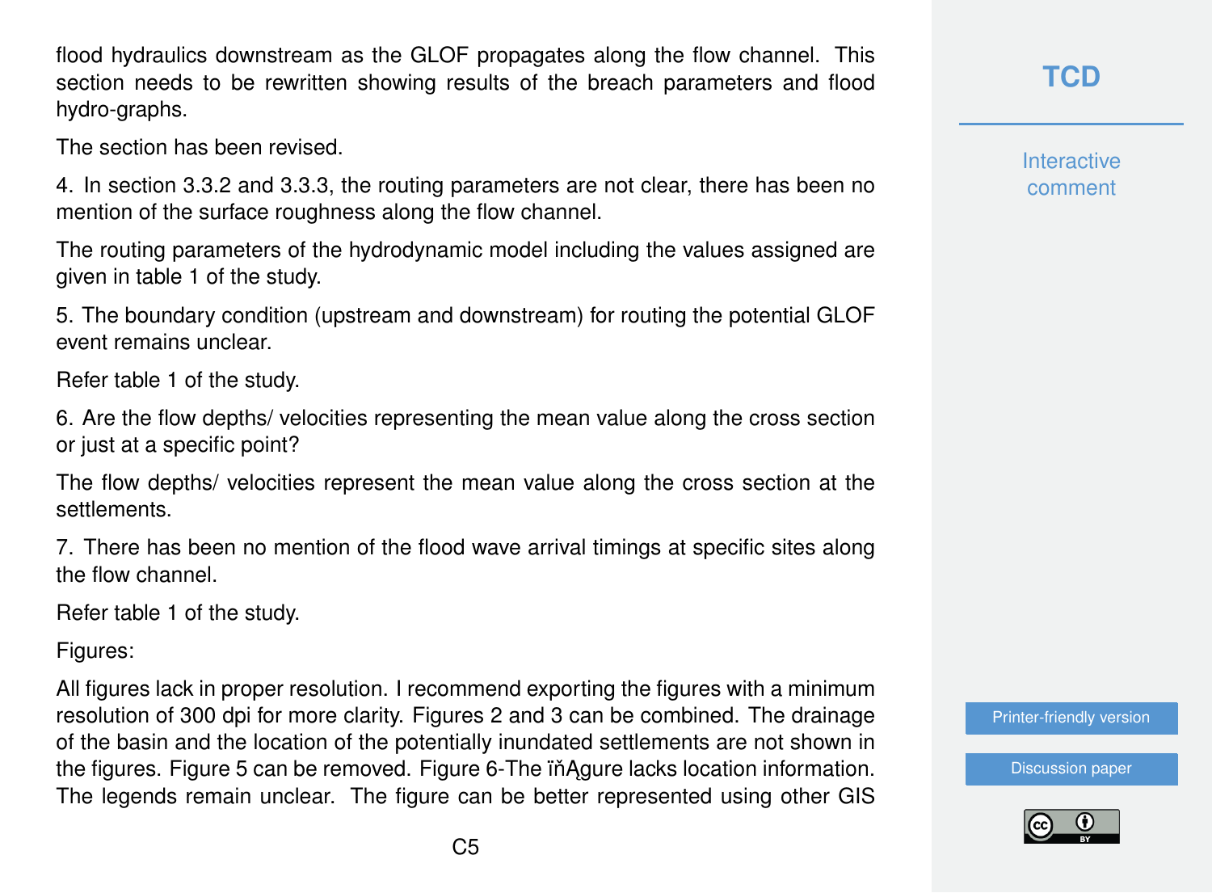flood hydraulics downstream as the GLOF propagates along the flow channel. This section needs to be rewritten showing results of the breach parameters and flood hydro-graphs.

The section has been revised.

4. In section 3.3.2 and 3.3.3, the routing parameters are not clear, there has been no mention of the surface roughness along the flow channel.

The routing parameters of the hydrodynamic model including the values assigned are given in table 1 of the study.

5. The boundary condition (upstream and downstream) for routing the potential GLOF event remains unclear.

Refer table 1 of the study.

6. Are the flow depths/ velocities representing the mean value along the cross section or just at a specific point?

The flow depths/ velocities represent the mean value along the cross section at the settlements.

7. There has been no mention of the flood wave arrival timings at specific sites along the flow channel.

Refer table 1 of the study.

Figures:

All figures lack in proper resolution. I recommend exporting the figures with a minimum resolution of 300 dpi for more clarity. Figures 2 and 3 can be combined. The drainage of the basin and the location of the potentially inundated settlements are not shown in the figures. Figure 5 can be removed. Figure 6-The ïňĄgure lacks location information. The legends remain unclear. The figure can be better represented using other GIS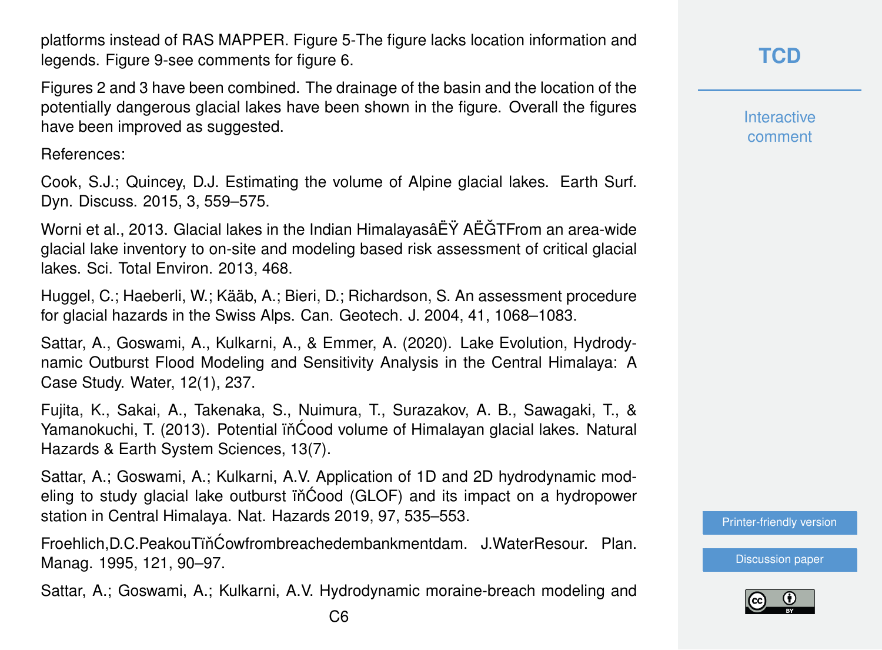platforms instead of RAS MAPPER. Figure 5-The figure lacks location information and legends. Figure 9-see comments for figure 6.

Figures 2 and 3 have been combined. The drainage of the basin and the location of the potentially dangerous glacial lakes have been shown in the figure. Overall the figures have been improved as suggested.

References:

Cook, S.J.; Quincey, D.J. Estimating the volume of Alpine glacial lakes. Earth Surf. Dyn. Discuss. 2015, 3, 559–575.

Worni et al., 2013. Glacial lakes in the Indian HimalayasâËŸ AËĞTFrom an area-wide glacial lake inventory to on-site and modeling based risk assessment of critical glacial lakes. Sci. Total Environ. 2013, 468.

Huggel, C.; Haeberli, W.; Kääb, A.; Bieri, D.; Richardson, S. An assessment procedure for glacial hazards in the Swiss Alps. Can. Geotech. J. 2004, 41, 1068–1083.

Sattar, A., Goswami, A., Kulkarni, A., & Emmer, A. (2020). Lake Evolution, Hydrodynamic Outburst Flood Modeling and Sensitivity Analysis in the Central Himalaya: A Case Study. Water, 12(1), 237.

Fujita, K., Sakai, A., Takenaka, S., Nuimura, T., Surazakov, A. B., Sawagaki, T., & Yamanokuchi, T. (2013). Potential ïňĆood volume of Himalayan glacial lakes. Natural Hazards & Earth System Sciences, 13(7).

Sattar, A.; Goswami, A.; Kulkarni, A.V. Application of 1D and 2D hydrodynamic modeling to study glacial lake outburst ïňĆood (GLOF) and its impact on a hydropower station in Central Himalaya. Nat. Hazards 2019, 97, 535–553.

Froehlich,D.C.PeakouTïňĆowfrombreachedembankmentdam. J.WaterResour. Plan. Manag. 1995, 121, 90–97.

Sattar, A.; Goswami, A.; Kulkarni, A.V. Hydrodynamic moraine-breach modeling and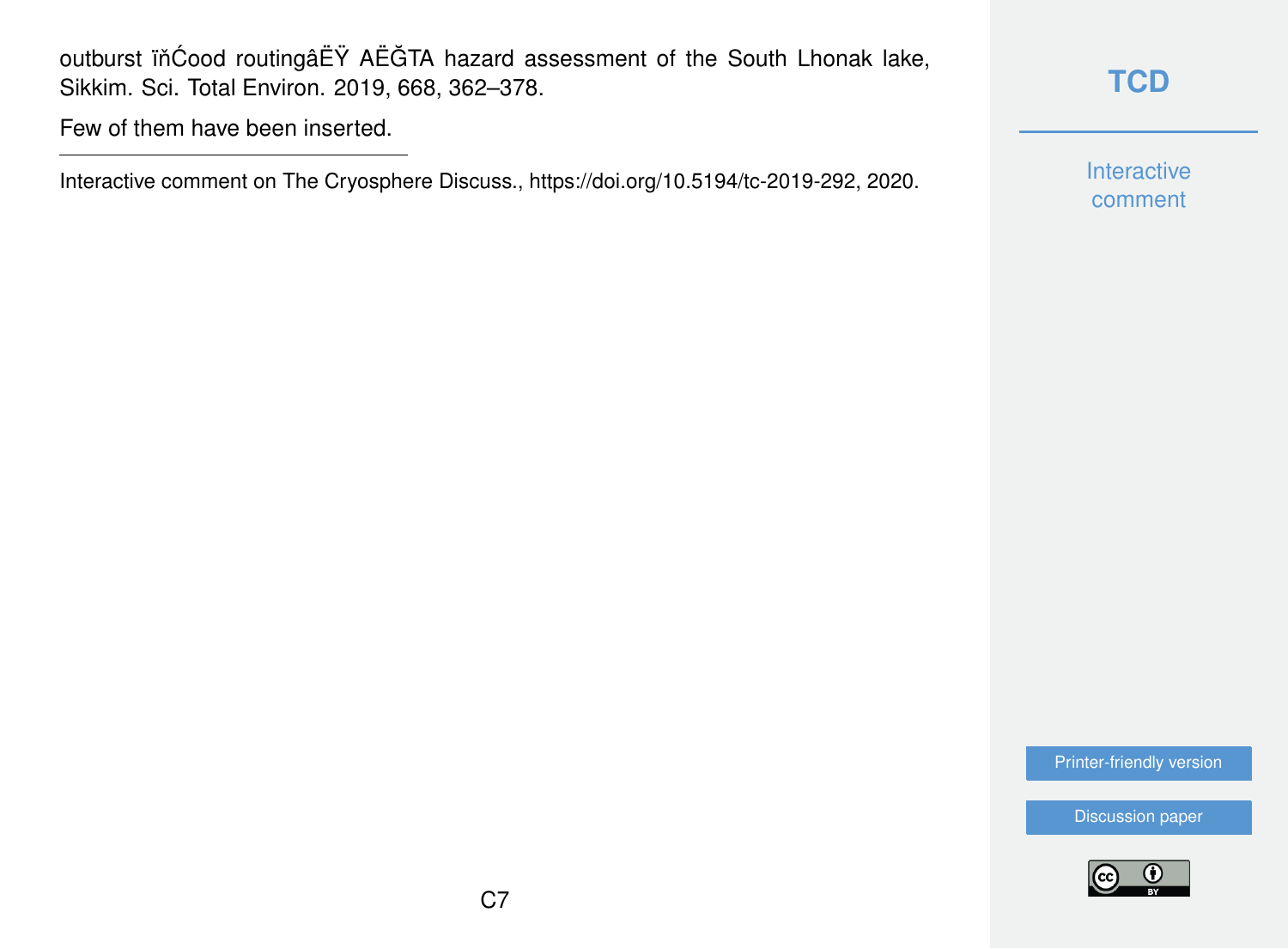outburst ïňĆood routingâĔŸ AĔĞTA hazard assessment of the South Lhonak lake, Sikkim. Sci. Total Environ. 2019, 668, 362–378.

Few of them have been inserted.

---

Interactive comment on The Cryosphere Discuss., https://doi.org/10.5194/tc-2019-292, 2020.